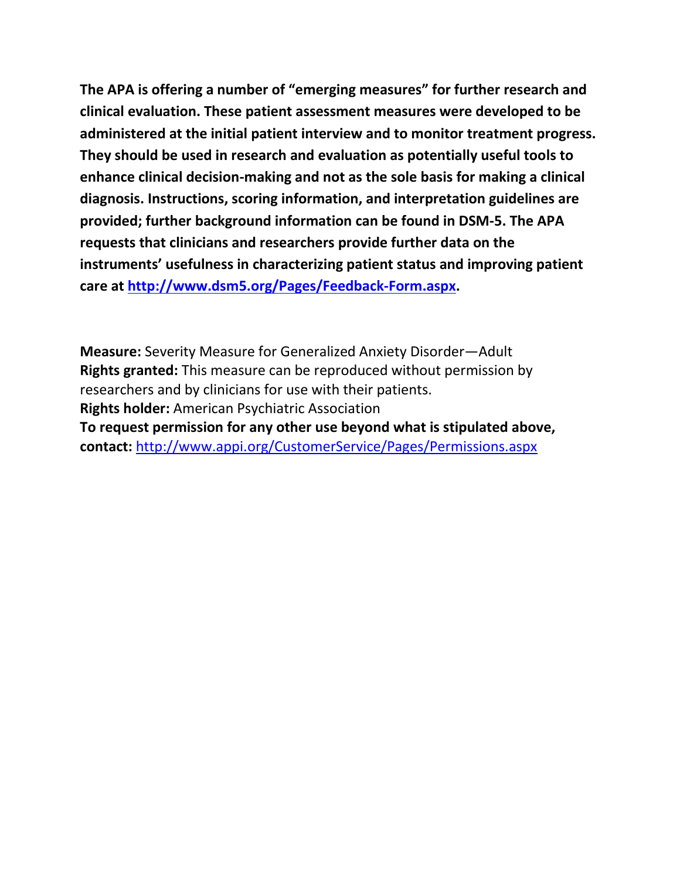**The APA is offering a number of "emerging measures" for further research and clinical evaluation. These patient assessment measures were developed to be administered at the initial patient interview and to monitor treatment progress. They should be used in research and evaluation as potentially useful tools to enhance clinical decision-making and not as the sole basis for making a clinical diagnosis. Instructions, scoring information, and interpretation guidelines are provided; further background information can be found in DSM-5. The APA requests that clinicians and researchers provide further data on the instruments' usefulness in characterizing patient status and improving patient care at [http://www.dsm5.org/Pages/Feedback-Form.aspx](http://www.dsm5.org/Pages/Feedback-Form.aspx).**

**Measure:** Severity Measure for Generalized Anxiety Disorder—Adult
**Rights granted:** This measure can be reproduced without permission by researchers and by clinicians for use with their patients.
**Rights holder:** American Psychiatric Association
**To request permission for any other use beyond what is stipulated above, contact:** [http://www.appi.org/CustomerService/Pages/Permissions.aspx](http://www.appi.org/CustomerService/Pages/Permissions.aspx)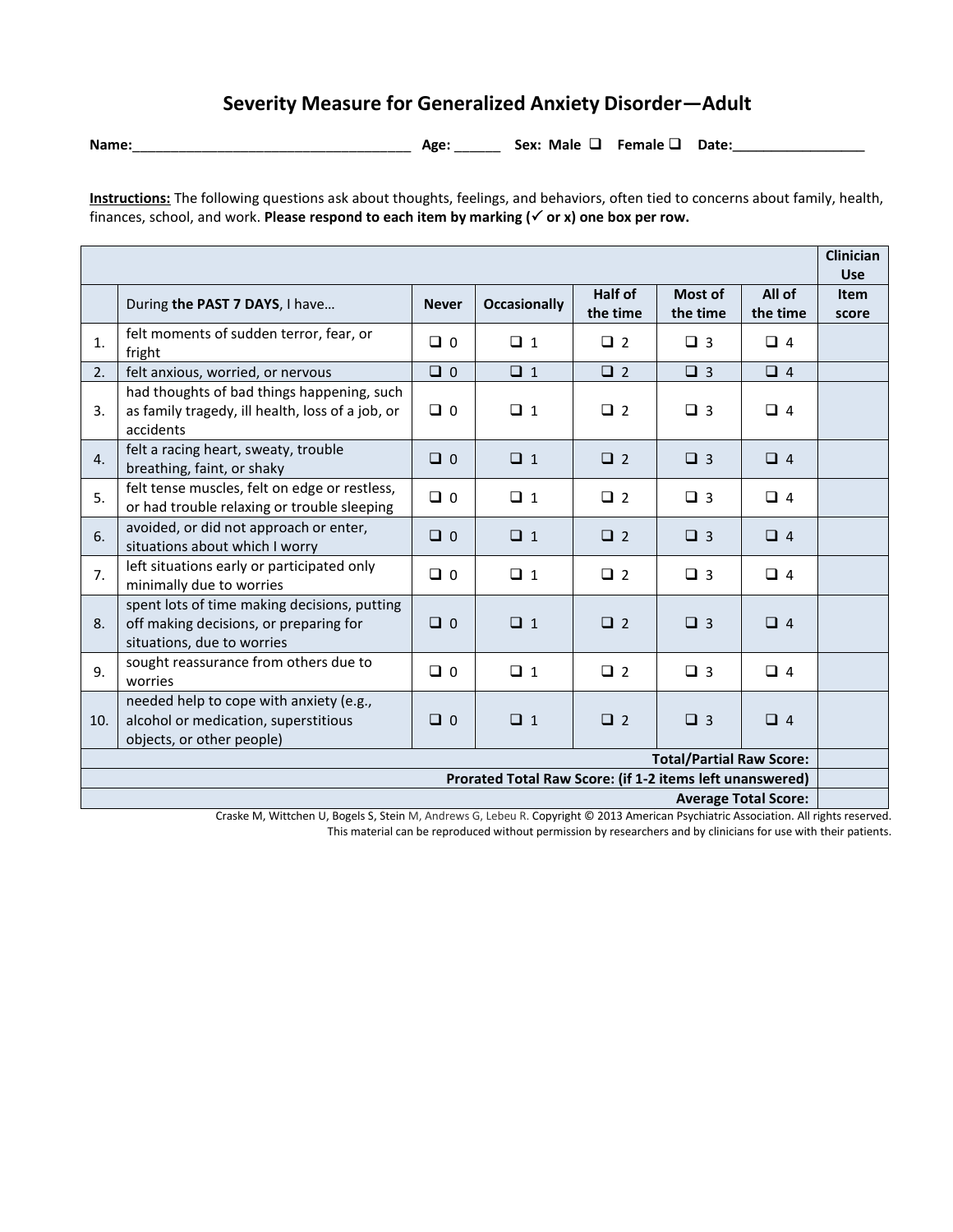# Severity Measure for Generalized Anxiety Disorder—Adult

**Name:**_____________________________________ **Age:** ______ **Sex:** **Male** ❑ **Female** ❑ **Date:**_________________

**Instructions:** The following questions ask about thoughts, feelings, and behaviors, often tied to concerns about family, health, finances, school, and work. **Please respond to each item by marking (✓ or x) one box per row.**

| | | | | | | | Clinician Use |
|---|---|---|---|---|---|---|---|
| | During **the PAST 7 DAYS**, I have… | **Never** | **Occasionally** | **Half of the time** | **Most of the time** | **All of the time** | **Item score** |
| 1. | felt moments of sudden terror, fear, or fright | ❑ 0 | ❑ 1 | ❑ 2 | ❑ 3 | ❑ 4 | |
| 2. | felt anxious, worried, or nervous | ❑ 0 | ❑ 1 | ❑ 2 | ❑ 3 | ❑ 4 | |
| 3. | had thoughts of bad things happening, such as family tragedy, ill health, loss of a job, or accidents | ❑ 0 | ❑ 1 | ❑ 2 | ❑ 3 | ❑ 4 | |
| 4. | felt a racing heart, sweaty, trouble breathing, faint, or shaky | ❑ 0 | ❑ 1 | ❑ 2 | ❑ 3 | ❑ 4 | |
| 5. | felt tense muscles, felt on edge or restless, or had trouble relaxing or trouble sleeping | ❑ 0 | ❑ 1 | ❑ 2 | ❑ 3 | ❑ 4 | |
| 6. | avoided, or did not approach or enter, situations about which I worry | ❑ 0 | ❑ 1 | ❑ 2 | ❑ 3 | ❑ 4 | |
| 7. | left situations early or participated only minimally due to worries | ❑ 0 | ❑ 1 | ❑ 2 | ❑ 3 | ❑ 4 | |
| 8. | spent lots of time making decisions, putting off making decisions, or preparing for situations, due to worries | ❑ 0 | ❑ 1 | ❑ 2 | ❑ 3 | ❑ 4 | |
| 9. | sought reassurance from others due to worries | ❑ 0 | ❑ 1 | ❑ 2 | ❑ 3 | ❑ 4 | |
| 10. | needed help to cope with anxiety (e.g., alcohol or medication, superstitious objects, or other people) | ❑ 0 | ❑ 1 | ❑ 2 | ❑ 3 | ❑ 4 | |
| | | | | | | **Total/Partial Raw Score:** | |
| | | | | | | **Prorated Total Raw Score: (if 1-2 items left unanswered)** | |
| | | | | | | **Average Total Score:** | |

Craske M, Wittchen U, Bogels S, Stein M, Andrews G, Lebeu R. Copyright © 2013 American Psychiatric Association. All rights reserved.
This material can be reproduced without permission by researchers and by clinicians for use with their patients.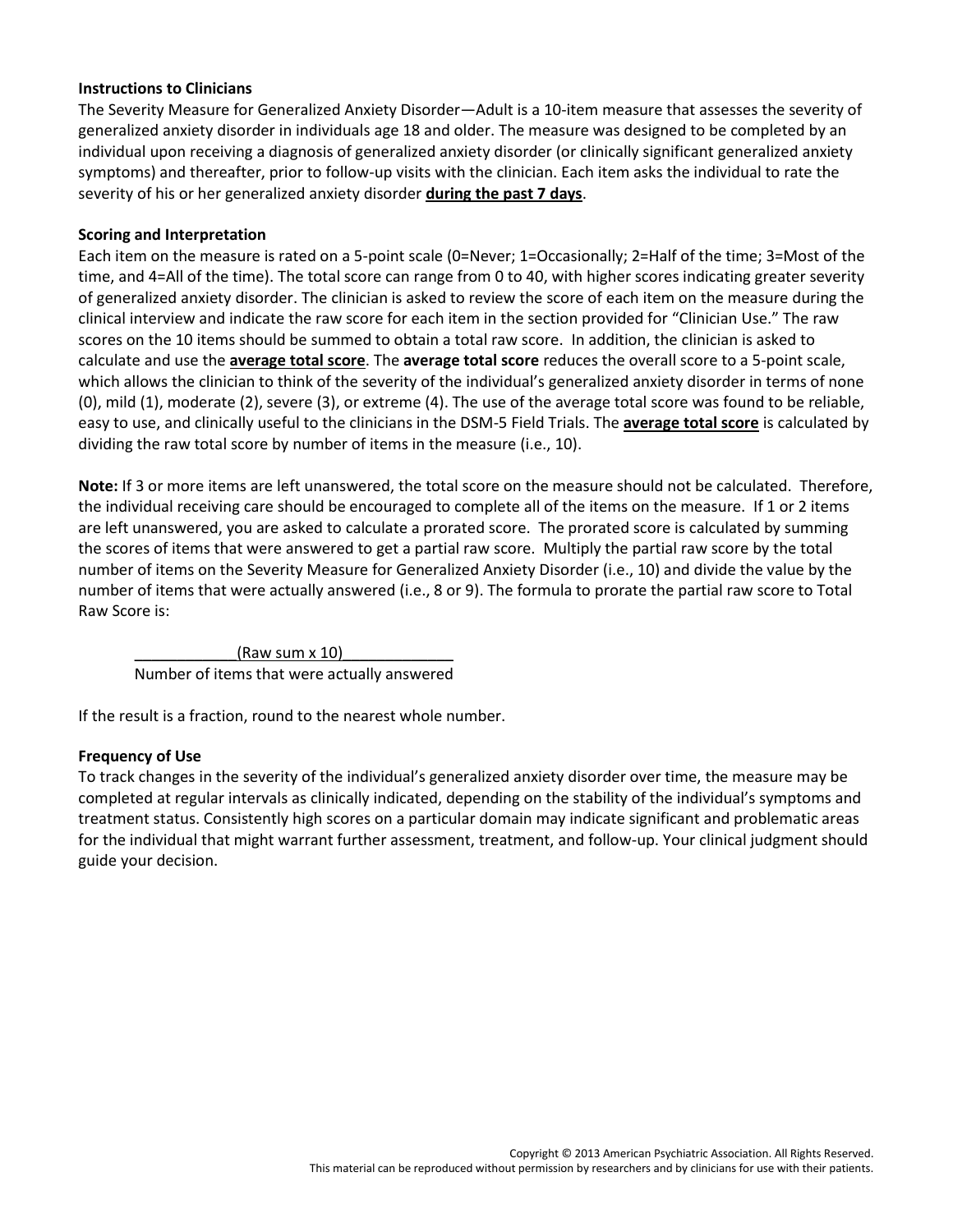**Instructions to Clinicians**

The Severity Measure for Generalized Anxiety Disorder—Adult is a 10-item measure that assesses the severity of generalized anxiety disorder in individuals age 18 and older. The measure was designed to be completed by an individual upon receiving a diagnosis of generalized anxiety disorder (or clinically significant generalized anxiety symptoms) and thereafter, prior to follow-up visits with the clinician. Each item asks the individual to rate the severity of his or her generalized anxiety disorder **during the past 7 days**.

**Scoring and Interpretation**

Each item on the measure is rated on a 5-point scale (0=Never; 1=Occasionally; 2=Half of the time; 3=Most of the time, and 4=All of the time). The total score can range from 0 to 40, with higher scores indicating greater severity of generalized anxiety disorder. The clinician is asked to review the score of each item on the measure during the clinical interview and indicate the raw score for each item in the section provided for "Clinician Use." The raw scores on the 10 items should be summed to obtain a total raw score. In addition, the clinician is asked to calculate and use the **average total score**. The **average total score** reduces the overall score to a 5-point scale, which allows the clinician to think of the severity of the individual's generalized anxiety disorder in terms of none (0), mild (1), moderate (2), severe (3), or extreme (4). The use of the average total score was found to be reliable, easy to use, and clinically useful to the clinicians in the DSM-5 Field Trials. The **average total score** is calculated by dividing the raw total score by number of items in the measure (i.e., 10).

**Note:** If 3 or more items are left unanswered, the total score on the measure should not be calculated. Therefore, the individual receiving care should be encouraged to complete all of the items on the measure. If 1 or 2 items are left unanswered, you are asked to calculate a prorated score. The prorated score is calculated by summing the scores of items that were answered to get a partial raw score. Multiply the partial raw score by the total number of items on the Severity Measure for Generalized Anxiety Disorder (i.e., 10) and divide the value by the number of items that were actually answered (i.e., 8 or 9). The formula to prorate the partial raw score to Total Raw Score is:

$$\frac{\text{(Raw sum x 10)}}{\text{Number of items that were actually answered}}$$

If the result is a fraction, round to the nearest whole number.

**Frequency of Use**

To track changes in the severity of the individual's generalized anxiety disorder over time, the measure may be completed at regular intervals as clinically indicated, depending on the stability of the individual's symptoms and treatment status. Consistently high scores on a particular domain may indicate significant and problematic areas for the individual that might warrant further assessment, treatment, and follow-up. Your clinical judgment should guide your decision.

Copyright © 2013 American Psychiatric Association. All Rights Reserved.
This material can be reproduced without permission by researchers and by clinicians for use with their patients.